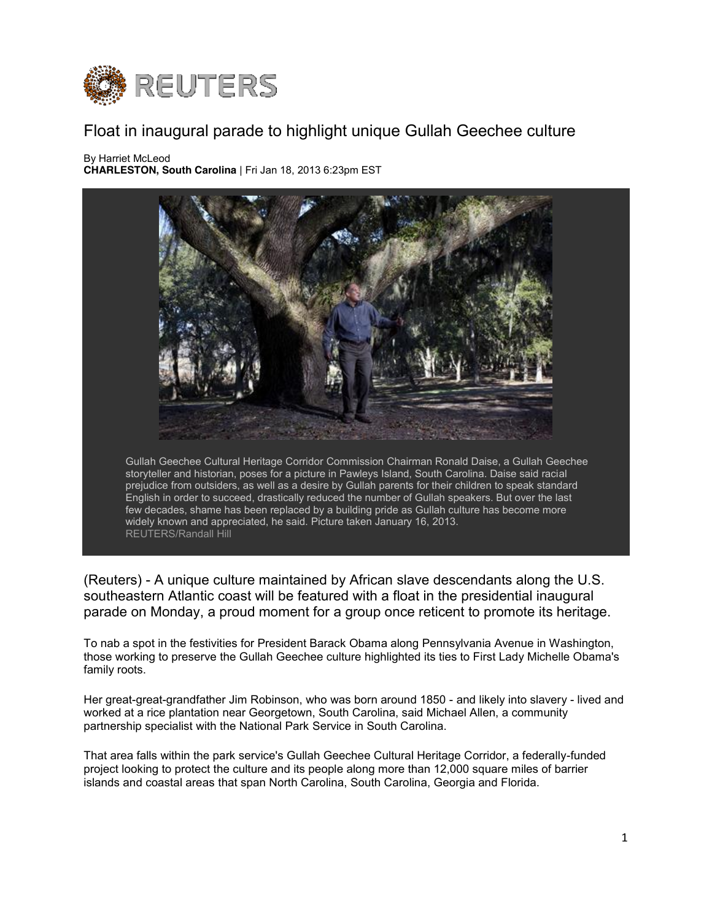REUTERS

# Float in inaugural parade to highlight unique Gullah Geechee culture

By Harriet McLeod
**CHARLESTON, South Carolina** | Fri Jan 18, 2013 6:23pm EST

Gullah Geechee Cultural Heritage Corridor Commission Chairman Ronald Daise, a Gullah Geechee storyteller and historian, poses for a picture in Pawleys Island, South Carolina. Daise said racial prejudice from outsiders, as well as a desire by Gullah parents for their children to speak standard English in order to succeed, drastically reduced the number of Gullah speakers. But over the last few decades, shame has been replaced by a building pride as Gullah culture has become more widely known and appreciated, he said. Picture taken January 16, 2013.
REUTERS/Randall Hill

(Reuters) - A unique culture maintained by African slave descendants along the U.S. southeastern Atlantic coast will be featured with a float in the presidential inaugural parade on Monday, a proud moment for a group once reticent to promote its heritage.

To nab a spot in the festivities for President Barack Obama along Pennsylvania Avenue in Washington, those working to preserve the Gullah Geechee culture highlighted its ties to First Lady Michelle Obama's family roots.

Her great-great-grandfather Jim Robinson, who was born around 1850 - and likely into slavery - lived and worked at a rice plantation near Georgetown, South Carolina, said Michael Allen, a community partnership specialist with the National Park Service in South Carolina.

That area falls within the park service's Gullah Geechee Cultural Heritage Corridor, a federally-funded project looking to protect the culture and its people along more than 12,000 square miles of barrier islands and coastal areas that span North Carolina, South Carolina, Georgia and Florida.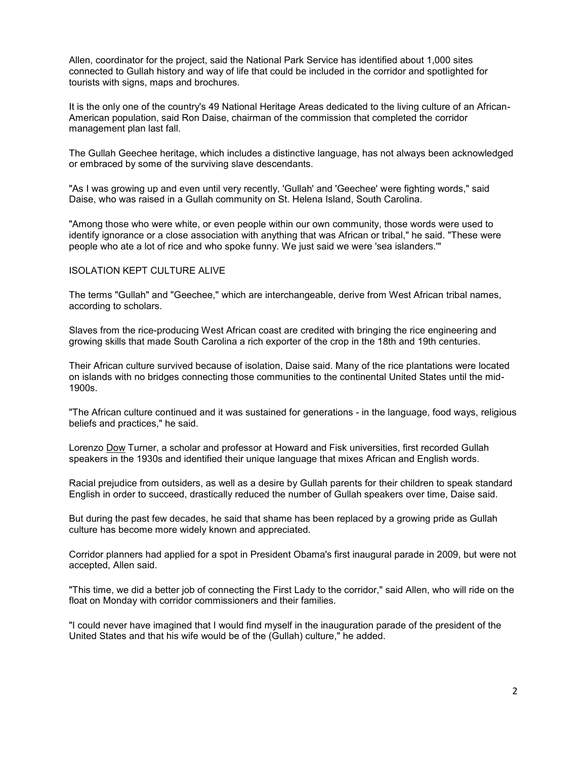Allen, coordinator for the project, said the National Park Service has identified about 1,000 sites connected to Gullah history and way of life that could be included in the corridor and spotlighted for tourists with signs, maps and brochures.

It is the only one of the country's 49 National Heritage Areas dedicated to the living culture of an African-American population, said Ron Daise, chairman of the commission that completed the corridor management plan last fall.

The Gullah Geechee heritage, which includes a distinctive language, has not always been acknowledged or embraced by some of the surviving slave descendants.

"As I was growing up and even until very recently, 'Gullah' and 'Geechee' were fighting words," said Daise, who was raised in a Gullah community on St. Helena Island, South Carolina.

"Among those who were white, or even people within our own community, those words were used to identify ignorance or a close association with anything that was African or tribal," he said. "These were people who ate a lot of rice and who spoke funny. We just said we were 'sea islanders.'"

ISOLATION KEPT CULTURE ALIVE

The terms "Gullah" and "Geechee," which are interchangeable, derive from West African tribal names, according to scholars.

Slaves from the rice-producing West African coast are credited with bringing the rice engineering and growing skills that made South Carolina a rich exporter of the crop in the 18th and 19th centuries.

Their African culture survived because of isolation, Daise said. Many of the rice plantations were located on islands with no bridges connecting those communities to the continental United States until the mid-1900s.

"The African culture continued and it was sustained for generations - in the language, food ways, religious beliefs and practices," he said.

Lorenzo Dow Turner, a scholar and professor at Howard and Fisk universities, first recorded Gullah speakers in the 1930s and identified their unique language that mixes African and English words.

Racial prejudice from outsiders, as well as a desire by Gullah parents for their children to speak standard English in order to succeed, drastically reduced the number of Gullah speakers over time, Daise said.

But during the past few decades, he said that shame has been replaced by a growing pride as Gullah culture has become more widely known and appreciated.

Corridor planners had applied for a spot in President Obama's first inaugural parade in 2009, but were not accepted, Allen said.

"This time, we did a better job of connecting the First Lady to the corridor," said Allen, who will ride on the float on Monday with corridor commissioners and their families.

"I could never have imagined that I would find myself in the inauguration parade of the president of the United States and that his wife would be of the (Gullah) culture," he added.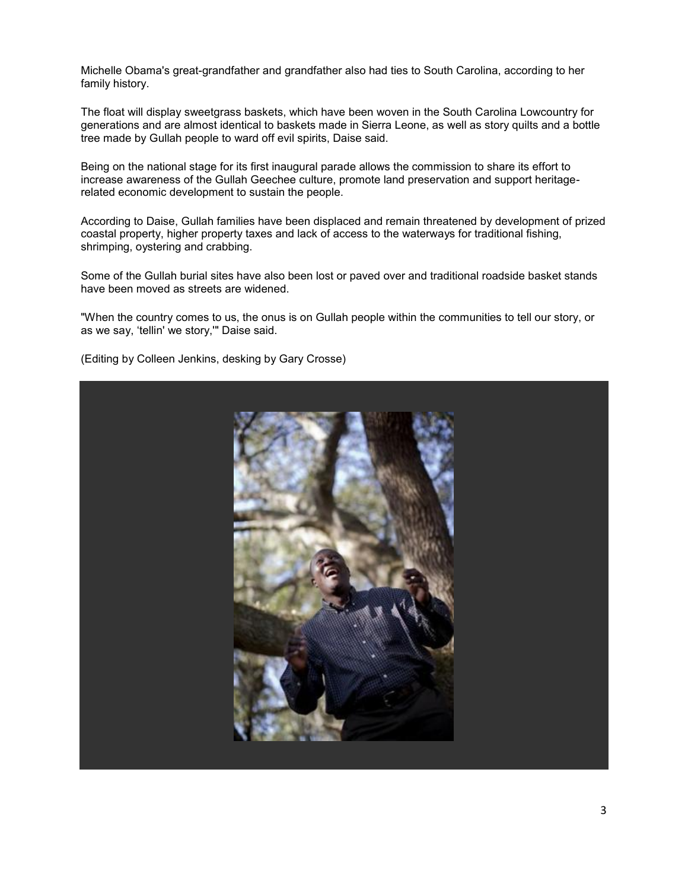Michelle Obama's great-grandfather and grandfather also had ties to South Carolina, according to her family history.

The float will display sweetgrass baskets, which have been woven in the South Carolina Lowcountry for generations and are almost identical to baskets made in Sierra Leone, as well as story quilts and a bottle tree made by Gullah people to ward off evil spirits, Daise said.

Being on the national stage for its first inaugural parade allows the commission to share its effort to increase awareness of the Gullah Geechee culture, promote land preservation and support heritage-related economic development to sustain the people.

According to Daise, Gullah families have been displaced and remain threatened by development of prized coastal property, higher property taxes and lack of access to the waterways for traditional fishing, shrimping, oystering and crabbing.

Some of the Gullah burial sites have also been lost or paved over and traditional roadside basket stands have been moved as streets are widened.

"When the country comes to us, the onus is on Gullah people within the communities to tell our story, or as we say, 'tellin' we story,'" Daise said.

(Editing by Colleen Jenkins, desking by Gary Crosse)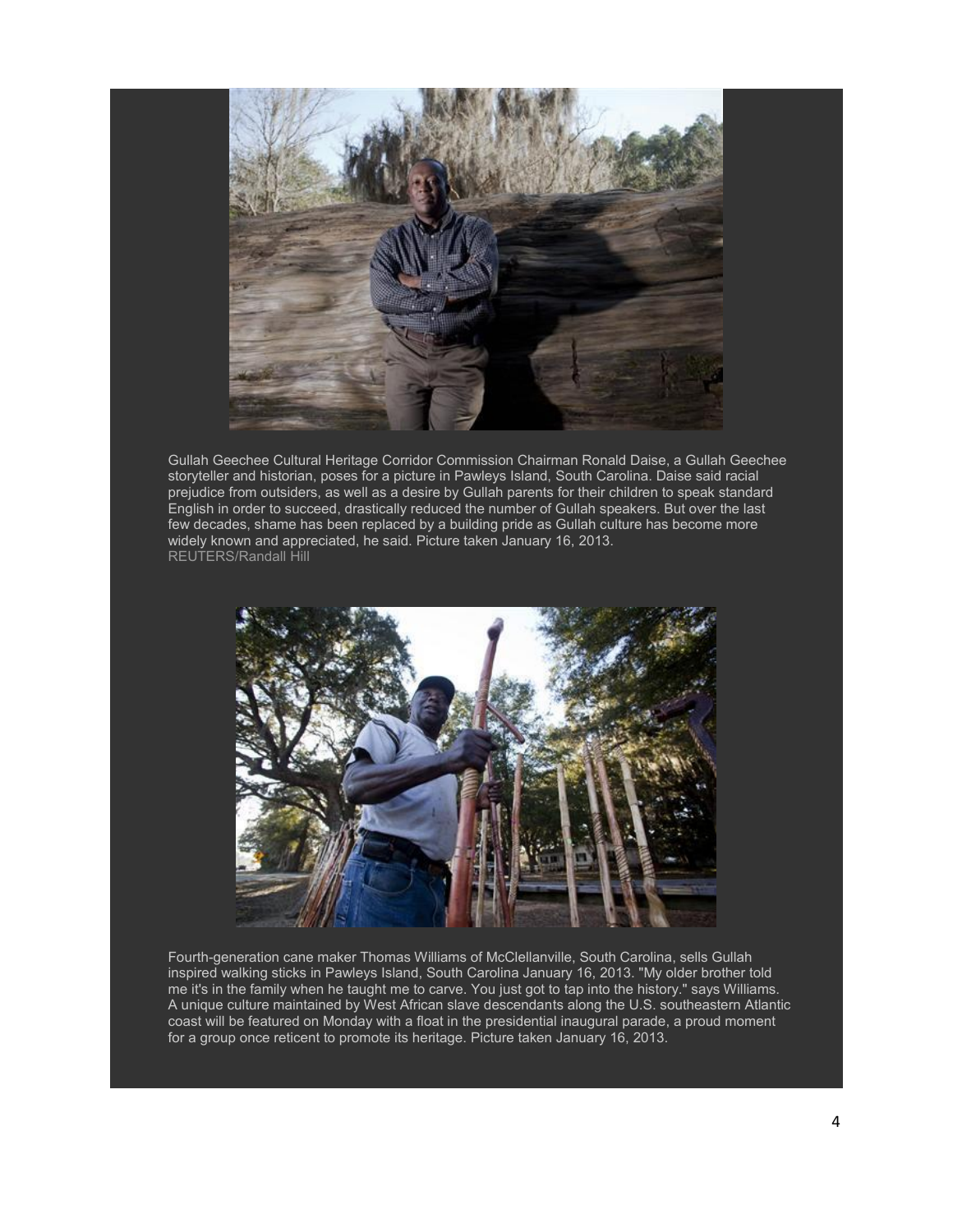Gullah Geechee Cultural Heritage Corridor Commission Chairman Ronald Daise, a Gullah Geechee storyteller and historian, poses for a picture in Pawleys Island, South Carolina. Daise said racial prejudice from outsiders, as well as a desire by Gullah parents for their children to speak standard English in order to succeed, drastically reduced the number of Gullah speakers. But over the last few decades, shame has been replaced by a building pride as Gullah culture has become more widely known and appreciated, he said. Picture taken January 16, 2013.
REUTERS/Randall Hill

Fourth-generation cane maker Thomas Williams of McClellanville, South Carolina, sells Gullah inspired walking sticks in Pawleys Island, South Carolina January 16, 2013. "My older brother told me it's in the family when he taught me to carve. You just got to tap into the history." says Williams. A unique culture maintained by West African slave descendants along the U.S. southeastern Atlantic coast will be featured on Monday with a float in the presidential inaugural parade, a proud moment for a group once reticent to promote its heritage. Picture taken January 16, 2013.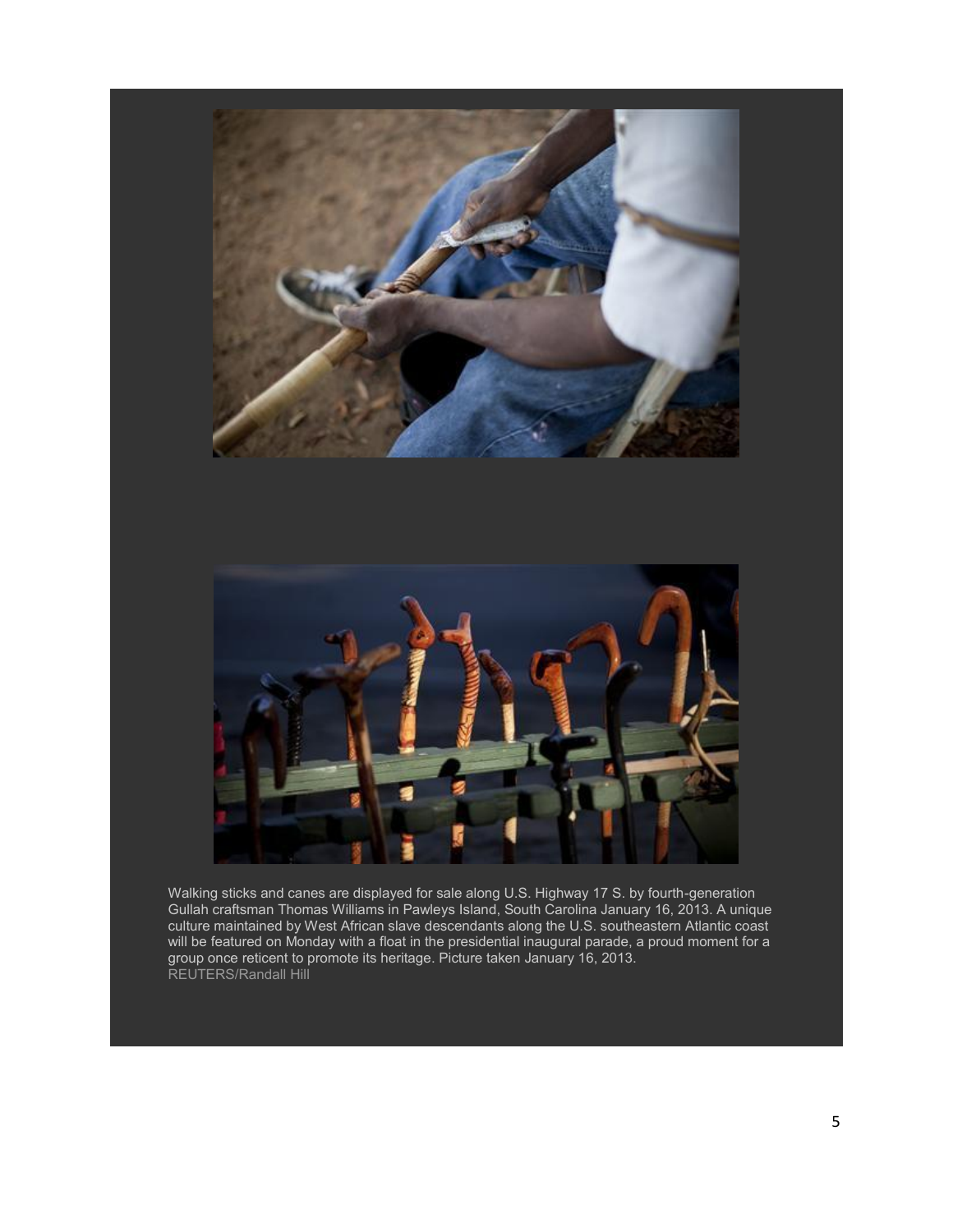Walking sticks and canes are displayed for sale along U.S. Highway 17 S. by fourth-generation Gullah craftsman Thomas Williams in Pawleys Island, South Carolina January 16, 2013. A unique culture maintained by West African slave descendants along the U.S. southeastern Atlantic coast will be featured on Monday with a float in the presidential inaugural parade, a proud moment for a group once reticent to promote its heritage. Picture taken January 16, 2013.
REUTERS/Randall Hill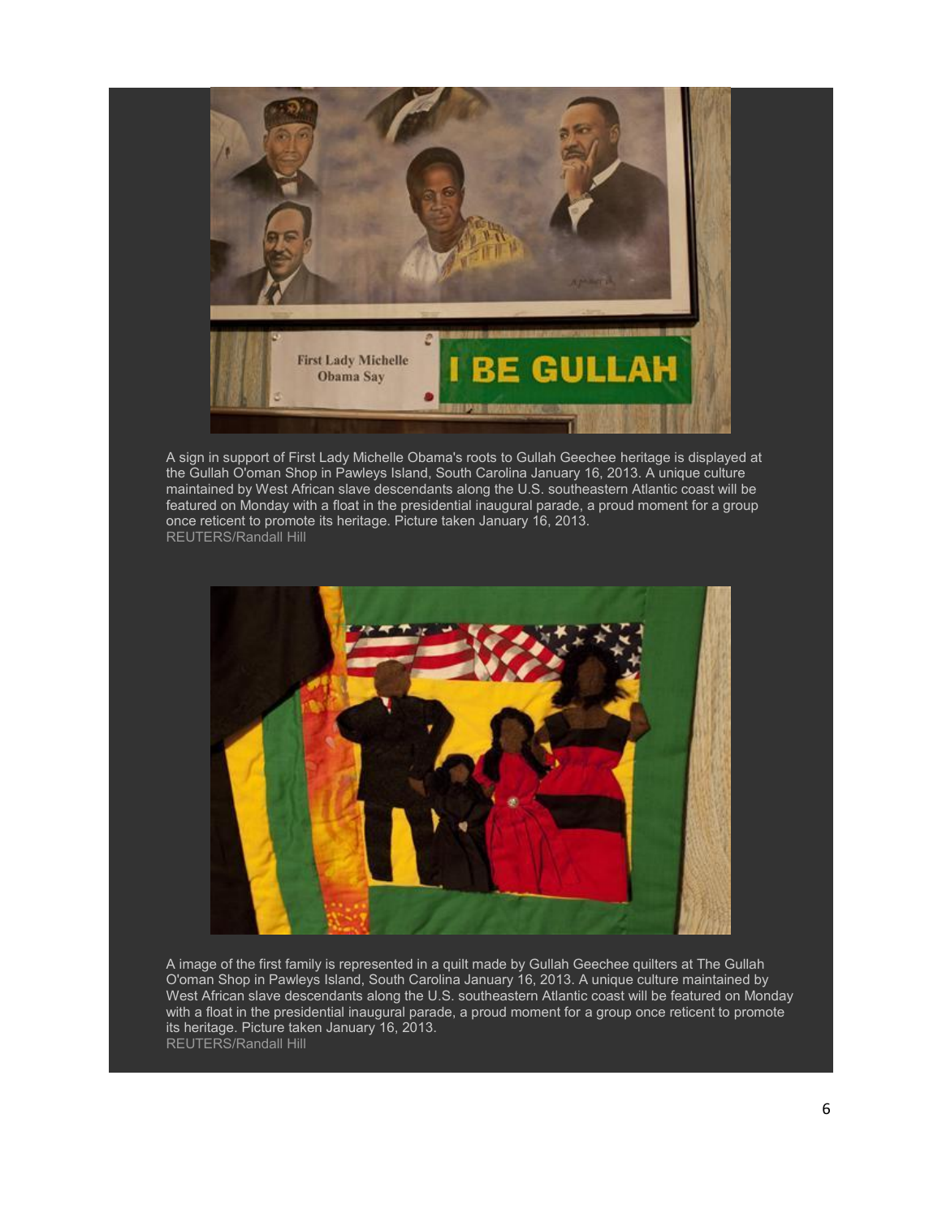A sign in support of First Lady Michelle Obama's roots to Gullah Geechee heritage is displayed at the Gullah O'oman Shop in Pawleys Island, South Carolina January 16, 2013. A unique culture maintained by West African slave descendants along the U.S. southeastern Atlantic coast will be featured on Monday with a float in the presidential inaugural parade, a proud moment for a group once reticent to promote its heritage. Picture taken January 16, 2013.
REUTERS/Randall Hill

A image of the first family is represented in a quilt made by Gullah Geechee quilters at The Gullah O'oman Shop in Pawleys Island, South Carolina January 16, 2013. A unique culture maintained by West African slave descendants along the U.S. southeastern Atlantic coast will be featured on Monday with a float in the presidential inaugural parade, a proud moment for a group once reticent to promote its heritage. Picture taken January 16, 2013.
REUTERS/Randall Hill